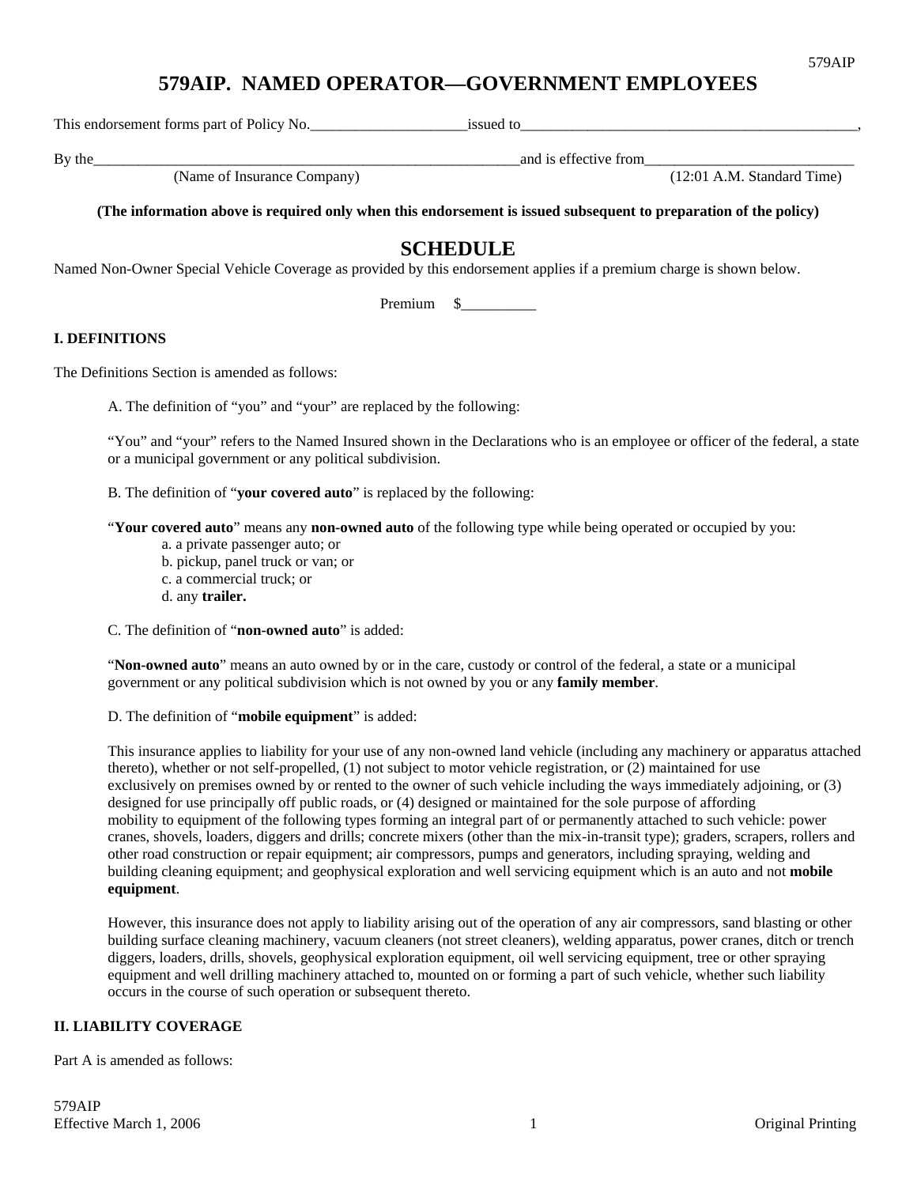# 579AIP. NAMED OPERATOR—GOVERNMENT EMPLOYEES

This endorsement forms part of Policy No.\_\_\_\_\_\_\_\_\_\_\_\_\_\_\_\_\_\_\_\_\_issued to\_\_\_\_\_\_\_\_\_\_\_\_\_\_\_\_\_\_\_\_\_\_\_\_\_\_\_\_\_\_\_\_\_\_\_\_\_\_\_\_\_\_\_\_\_\_\_\_,

By the\_\_\_\_\_\_\_\_\_\_\_\_\_\_\_\_\_\_\_\_\_\_\_\_\_\_\_\_\_\_\_\_\_\_\_\_\_\_\_\_\_\_\_\_\_\_\_\_\_\_\_\_\_\_\_\_\_\_and is effective from\_\_\_\_\_\_\_\_\_\_\_\_\_\_\_\_\_\_\_\_\_\_\_\_\_\_\_\_\_
(Name of Insurance Company) (12:01 A.M. Standard Time)

**(The information above is required only when this endorsement is issued subsequent to preparation of the policy)**

## SCHEDULE

Named Non-Owner Special Vehicle Coverage as provided by this endorsement applies if a premium charge is shown below.

Premium $\_\_\_\_\_\_\_\_\_\_

### I. DEFINITIONS

The Definitions Section is amended as follows:

A. The definition of "you" and "your" are replaced by the following:

"You" and "your" refers to the Named Insured shown in the Declarations who is an employee or officer of the federal, a state or a municipal government or any political subdivision.

B. The definition of "**your covered auto**" is replaced by the following:

"**Your covered auto**" means any **non-owned auto** of the following type while being operated or occupied by you:

a. a private passenger auto; or
b. pickup, panel truck or van; or
c. a commercial truck; or
d. any **trailer.**

C. The definition of "**non-owned auto**" is added:

"**Non-owned auto**" means an auto owned by or in the care, custody or control of the federal, a state or a municipal government or any political subdivision which is not owned by you or any **family member**.

D. The definition of "**mobile equipment**" is added:

This insurance applies to liability for your use of any non-owned land vehicle (including any machinery or apparatus attached thereto), whether or not self-propelled, (1) not subject to motor vehicle registration, or (2) maintained for use exclusively on premises owned by or rented to the owner of such vehicle including the ways immediately adjoining, or (3) designed for use principally off public roads, or (4) designed or maintained for the sole purpose of affording mobility to equipment of the following types forming an integral part of or permanently attached to such vehicle: power cranes, shovels, loaders, diggers and drills; concrete mixers (other than the mix-in-transit type); graders, scrapers, rollers and other road construction or repair equipment; air compressors, pumps and generators, including spraying, welding and building cleaning equipment; and geophysical exploration and well servicing equipment which is an auto and not **mobile equipment**.

However, this insurance does not apply to liability arising out of the operation of any air compressors, sand blasting or other building surface cleaning machinery, vacuum cleaners (not street cleaners), welding apparatus, power cranes, ditch or trench diggers, loaders, drills, shovels, geophysical exploration equipment, oil well servicing equipment, tree or other spraying equipment and well drilling machinery attached to, mounted on or forming a part of such vehicle, whether such liability occurs in the course of such operation or subsequent thereto.

### II. LIABILITY COVERAGE

Part A is amended as follows: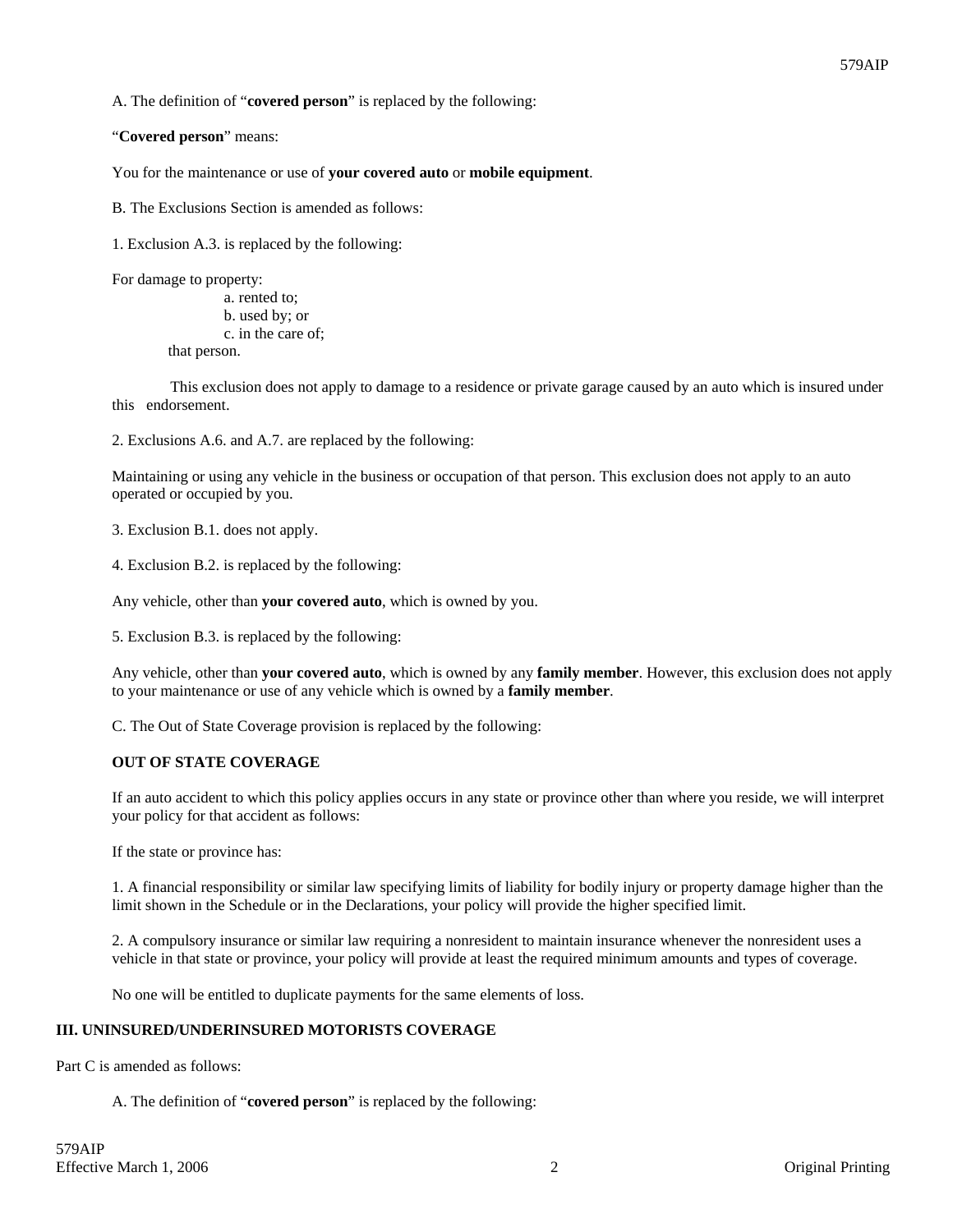A. The definition of "**covered person**" is replaced by the following:

"**Covered person**" means:

You for the maintenance or use of **your covered auto** or **mobile equipment**.

B. The Exclusions Section is amended as follows:

1. Exclusion A.3. is replaced by the following:

For damage to property:

a. rented to;
b. used by; or
c. in the care of;

that person.

This exclusion does not apply to damage to a residence or private garage caused by an auto which is insured under this endorsement.

2. Exclusions A.6. and A.7. are replaced by the following:

Maintaining or using any vehicle in the business or occupation of that person. This exclusion does not apply to an auto operated or occupied by you.

3. Exclusion B.1. does not apply.

4. Exclusion B.2. is replaced by the following:

Any vehicle, other than **your covered auto**, which is owned by you.

5. Exclusion B.3. is replaced by the following:

Any vehicle, other than **your covered auto**, which is owned by any **family member**. However, this exclusion does not apply to your maintenance or use of any vehicle which is owned by a **family member**.

C. The Out of State Coverage provision is replaced by the following:

**OUT OF STATE COVERAGE**

If an auto accident to which this policy applies occurs in any state or province other than where you reside, we will interpret your policy for that accident as follows:

If the state or province has:

1. A financial responsibility or similar law specifying limits of liability for bodily injury or property damage higher than the limit shown in the Schedule or in the Declarations, your policy will provide the higher specified limit.

2. A compulsory insurance or similar law requiring a nonresident to maintain insurance whenever the nonresident uses a vehicle in that state or province, your policy will provide at least the required minimum amounts and types of coverage.

No one will be entitled to duplicate payments for the same elements of loss.

**III. UNINSURED/UNDERINSURED MOTORISTS COVERAGE**

Part C is amended as follows:

A. The definition of "**covered person**" is replaced by the following: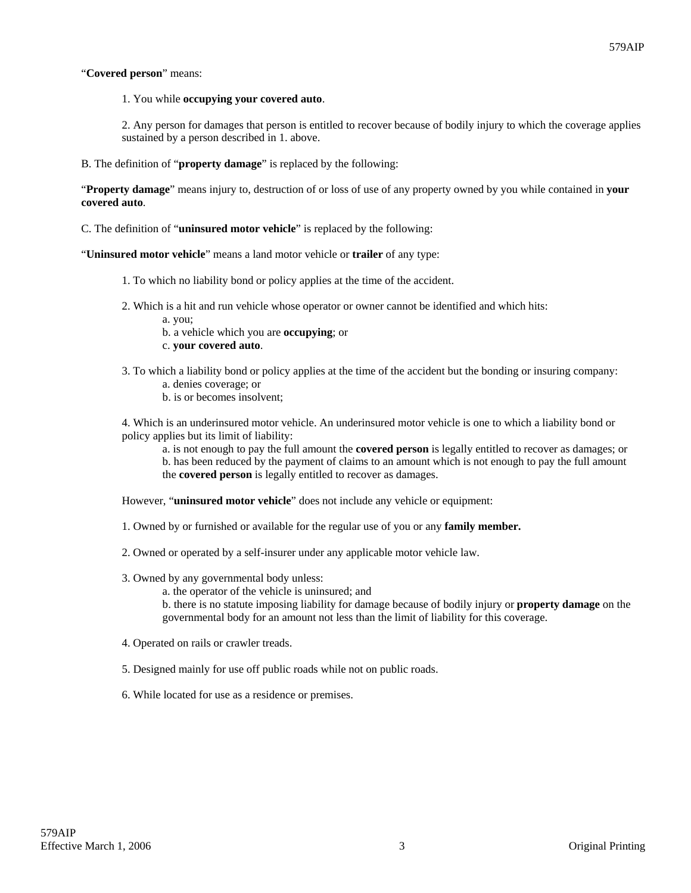"**Covered person**" means:

1. You while **occupying your covered auto**.

2. Any person for damages that person is entitled to recover because of bodily injury to which the coverage applies sustained by a person described in 1. above.

B. The definition of "**property damage**" is replaced by the following:

"**Property damage**" means injury to, destruction of or loss of use of any property owned by you while contained in **your covered auto**.

C. The definition of "**uninsured motor vehicle**" is replaced by the following:

"**Uninsured motor vehicle**" means a land motor vehicle or **trailer** of any type:

1. To which no liability bond or policy applies at the time of the accident.

2. Which is a hit and run vehicle whose operator or owner cannot be identified and which hits:
   - a. you;
   - b. a vehicle which you are **occupying**; or
   - c. **your covered auto**.

3. To which a liability bond or policy applies at the time of the accident but the bonding or insuring company:
   - a. denies coverage; or
   - b. is or becomes insolvent;

4. Which is an underinsured motor vehicle. An underinsured motor vehicle is one to which a liability bond or policy applies but its limit of liability:
   - a. is not enough to pay the full amount the **covered person** is legally entitled to recover as damages; or
   - b. has been reduced by the payment of claims to an amount which is not enough to pay the full amount the **covered person** is legally entitled to recover as damages.

However, "**uninsured motor vehicle**" does not include any vehicle or equipment:

1. Owned by or furnished or available for the regular use of you or any **family member.**

2. Owned or operated by a self-insurer under any applicable motor vehicle law.

3. Owned by any governmental body unless:
   - a. the operator of the vehicle is uninsured; and
   - b. there is no statute imposing liability for damage because of bodily injury or **property damage** on the governmental body for an amount not less than the limit of liability for this coverage.

4. Operated on rails or crawler treads.

5. Designed mainly for use off public roads while not on public roads.

6. While located for use as a residence or premises.